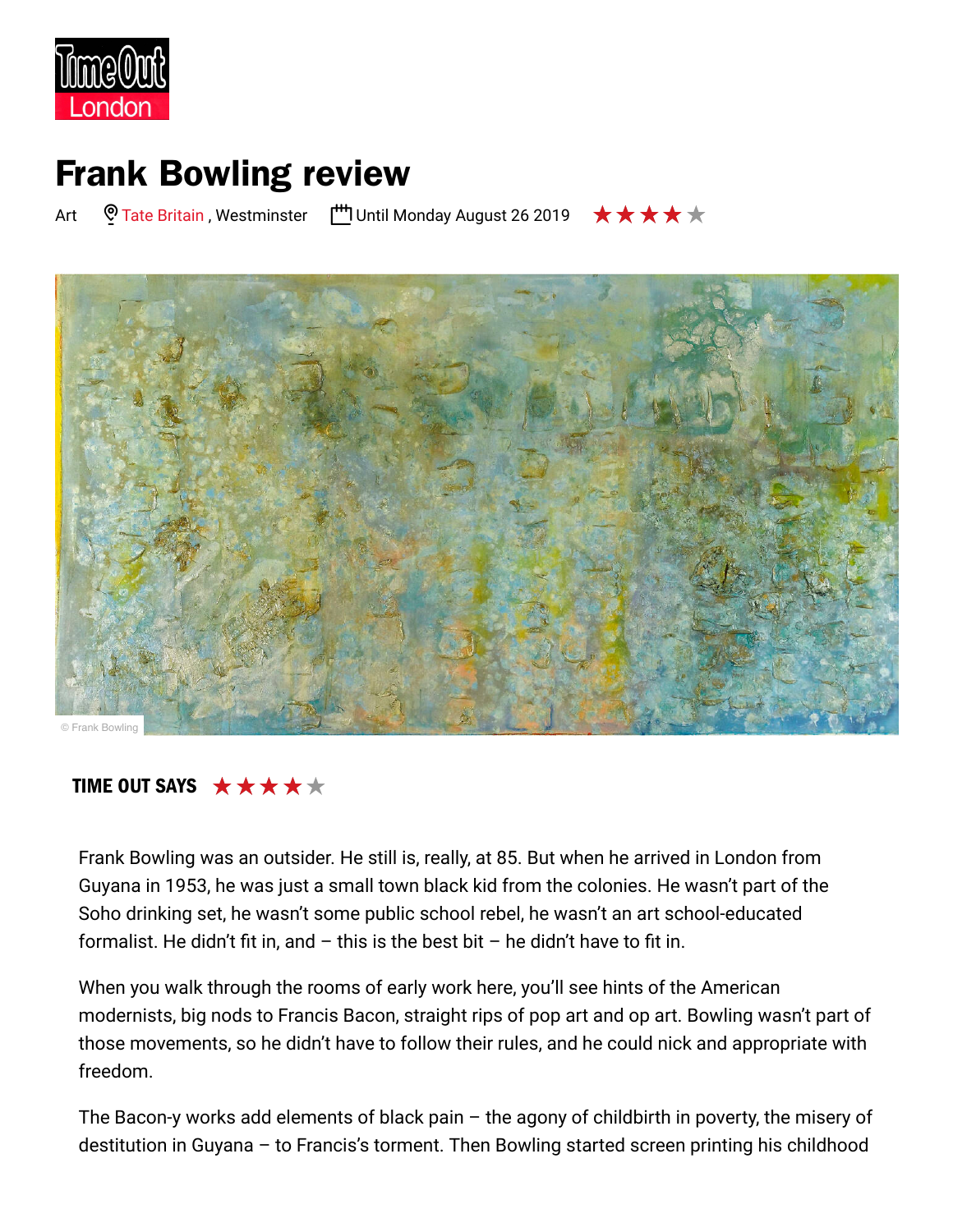# Frank Bowling review

Art Tate Britain, Westminster Until Monday August 26 2019 ★★★★☆

© Frank Bowling

**TIME OUT SAYS** ★★★★☆

Frank Bowling was an outsider. He still is, really, at 85. But when he arrived in London from Guyana in 1953, he was just a small town black kid from the colonies. He wasn't part of the Soho drinking set, he wasn't some public school rebel, he wasn't an art school-educated formalist. He didn't fit in, and – this is the best bit – he didn't have to fit in.

When you walk through the rooms of early work here, you'll see hints of the American modernists, big nods to Francis Bacon, straight rips of pop art and op art. Bowling wasn't part of those movements, so he didn't have to follow their rules, and he could nick and appropriate with freedom.

The Bacon-y works add elements of black pain – the agony of childbirth in poverty, the misery of destitution in Guyana – to Francis's torment. Then Bowling started screen printing his childhood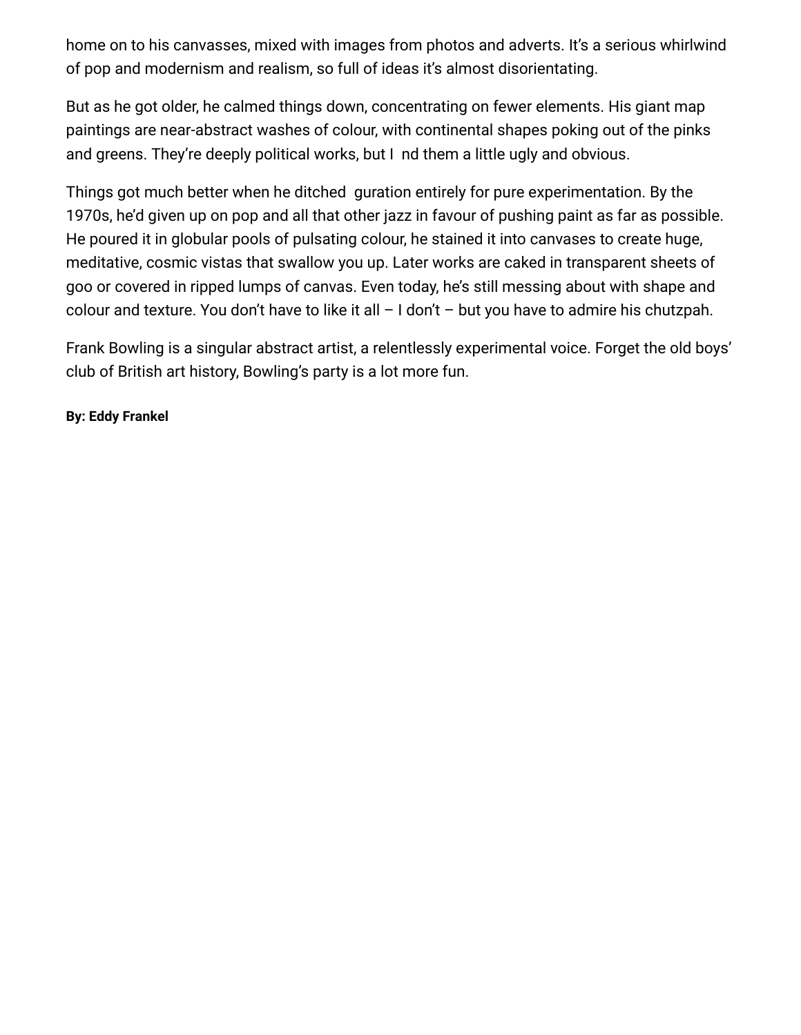home on to his canvasses, mixed with images from photos and adverts. It's a serious whirlwind of pop and modernism and realism, so full of ideas it's almost disorientating.

But as he got older, he calmed things down, concentrating on fewer elements. His giant map paintings are near-abstract washes of colour, with continental shapes poking out of the pinks and greens. They're deeply political works, but I find them a little ugly and obvious.

Things got much better when he ditched figuration entirely for pure experimentation. By the 1970s, he'd given up on pop and all that other jazz in favour of pushing paint as far as possible. He poured it in globular pools of pulsating colour, he stained it into canvases to create huge, meditative, cosmic vistas that swallow you up. Later works are caked in transparent sheets of goo or covered in ripped lumps of canvas. Even today, he's still messing about with shape and colour and texture. You don't have to like it all – I don't – but you have to admire his chutzpah.

Frank Bowling is a singular abstract artist, a relentlessly experimental voice. Forget the old boys' club of British art history, Bowling's party is a lot more fun.

**By: Eddy Frankel**